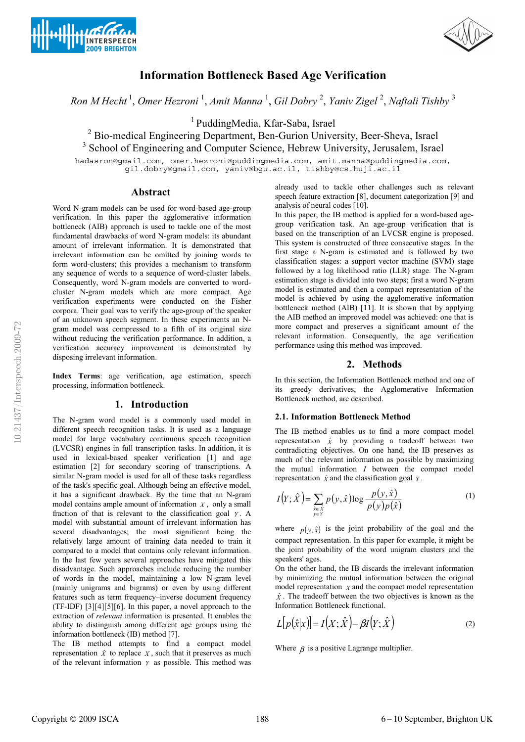# Information Bottleneck Based Age Verification

*Ron M Hecht* [1], *Omer Hezroni* [1], *Amit Manna* [1], *Gil Dobry* [2], *Yaniv Zigel* [2], *Naftali Tishby* [3]

[1] PuddingMedia, Kfar-Saba, Israel
[2] Bio-medical Engineering Department, Ben-Gurion University, Beer-Sheva, Israel
[3] School of Engineering and Computer Science, Hebrew University, Jerusalem, Israel

hadasron@gmail.com, omer.hezroni@puddingmedia.com, amit.manna@puddingmedia.com, gil.dobry@gmail.com, yaniv@bgu.ac.il, tishby@cs.huji.ac.il

## Abstract

Word N-gram models can be used for word-based age-group verification. In this paper the agglomerative information bottleneck (AIB) approach is used to tackle one of the most fundamental drawbacks of word N-gram models: its abundant amount of irrelevant information. It is demonstrated that irrelevant information can be omitted by joining words to form word-clusters; this provides a mechanism to transform any sequence of words to a sequence of word-cluster labels. Consequently, word N-gram models are converted to word-cluster N-gram models which are more compact. Age verification experiments were conducted on the Fisher corpora. Their goal was to verify the age-group of the speaker of an unknown speech segment. In these experiments an N-gram model was compressed to a fifth of its original size without reducing the verification performance. In addition, a verification accuracy improvement is demonstrated by disposing irrelevant information.

**Index Terms**: age verification, age estimation, speech processing, information bottleneck.

## 1. Introduction

The N-gram word model is a commonly used model in different speech recognition tasks. It is used as a language model for large vocabulary continuous speech recognition (LVCSR) engines in full transcription tasks. In addition, it is used in lexical-based speaker verification [1] and age estimation [2] for secondary scoring of transcriptions. A similar N-gram model is used for all of these tasks regardless of the task's specific goal. Although being an effective model, it has a significant drawback. By the time that an N-gram model contains ample amount of information $X$, only a small fraction of that is relevant to the classification goal $Y$. A model with substantial amount of irrelevant information has several disadvantages; the most significant being the relatively large amount of training data needed to train it compared to a model that contains only relevant information. In the last few years several approaches have mitigated this disadvantage. Such approaches include reducing the number of words in the model, maintaining a low N-gram level (mainly unigrams and bigrams) or even by using different features such as term frequency–inverse document frequency (TF-IDF) [3][4][5][6]. In this paper, a novel approach to the extraction of *relevant* information is presented. It enables the ability to distinguish among different age groups using the information bottleneck (IB) method [7].

The IB method attempts to find a compact model representation $\hat{X}$ to replace $X$, such that it preserves as much of the relevant information $Y$ as possible. This method was already used to tackle other challenges such as relevant speech feature extraction [8], document categorization [9] and analysis of neural codes [10].

In this paper, the IB method is applied for a word-based age-group verification task. An age-group verification that is based on the transcription of an LVCSR engine is proposed. This system is constructed of three consecutive stages. In the first stage a N-gram is estimated and is followed by two classification stages: a support vector machine (SVM) stage followed by a log likelihood ratio (LLR) stage. The N-gram estimation stage is divided into two steps; first a word N-gram model is estimated and then a compact representation of the model is achieved by using the agglomerative information bottleneck method (AIB) [11]. It is shown that by applying the AIB method an improved model was achieved: one that is more compact and preserves a significant amount of the relevant information. Consequently, the age verification performance using this method was improved.

## 2. Methods

In this section, the Information Bottleneck method and one of its greedy derivatives, the Agglomerative Information Bottleneck method, are described.

### 2.1. Information Bottleneck Method

The IB method enables us to find a more compact model representation $\hat{X}$ by providing a tradeoff between two contradicting objectives. On one hand, the IB preserves as much of the relevant information as possible by maximizing the mutual information $I$ between the compact model representation $\hat{X}$ and the classification goal $Y$.

$$I(Y;\hat{X}) = \sum_{\substack{\hat{x}\in\hat{X}\\ y\in Y}} p(y,\hat{x})\log\frac{p(y,\hat{x})}{p(y)p(\hat{x})} \qquad (1)$$

where $p(y,\hat{x})$ is the joint probability of the goal and the compact representation. In this paper for example, it might be the joint probability of the word unigram clusters and the speakers' ages.

On the other hand, the IB discards the irrelevant information by minimizing the mutual information between the original model representation $X$ and the compact model representation $\hat{X}$. The tradeoff between the two objectives is known as the Information Bottleneck functional.

$$L[p(\hat{x}|x)] = I(X;\hat{X}) - \beta I(Y;\hat{X}) \qquad (2)$$

Where $\beta$ is a positive Lagrange multiplier.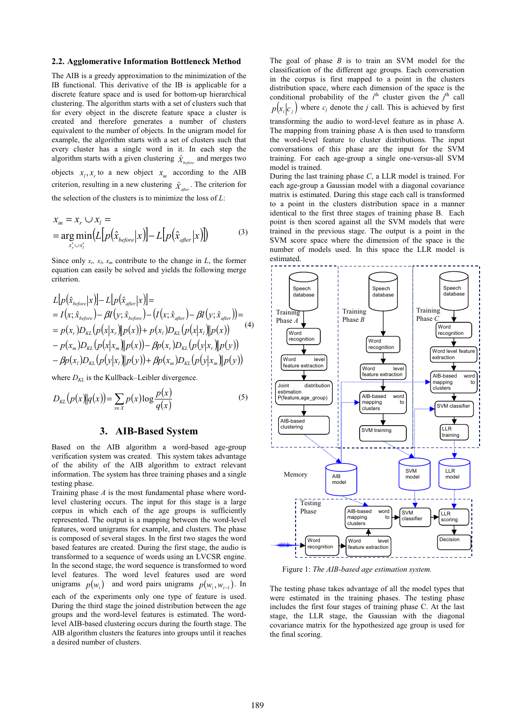### 2.2. Agglomerative Information Bottleneck Method

The AIB is a greedy approximation to the minimization of the IB functional. This derivative of the IB is applicable for a discrete feature space and is used for bottom-up hierarchical clustering. The algorithm starts with a set of clusters such that for every object in the discrete feature space a cluster is created and therefore generates a number of clusters equivalent to the number of objects. In the unigram model for example, the algorithm starts with a set of clusters such that every cluster has a single word in it. In each step the algorithm starts with a given clustering $\hat{X}_{before}$ and merges two objects $x_l, x_r$ to a new object $x_m$ according to the AIB criterion, resulting in a new clustering $\hat{X}_{after}$. The criterion for the selection of the clusters is to minimize the loss of $L$:

$$
\begin{aligned}
x_m &= x_r \cup x_l = \\
&= \arg\min_{x'_r \cup x'_l} \left( L\left[p\left(\hat{x}_{before} \middle| x\right)\right] - L\left[p\left(\hat{x}_{after} \middle| x\right)\right] \right)
\end{aligned}
\tag{3}
$$

Since only $x_r$, $x_l$, $x_m$ contribute to the change in $L$, the former equation can easily be solved and yields the following merge criterion.

$$
\begin{aligned}
& L\left[p\left(\hat{x}_{before} \middle| x\right)\right] - L\left[p\left(\hat{x}_{after} \middle| x\right)\right] = \\
&= I\left(x; \hat{x}_{before}\right) - \beta I\left(y; \hat{x}_{before}\right) - \left(I\left(x; \hat{x}_{after}\right) - \beta I\left(y; \hat{x}_{after}\right)\right) = \\
&= p(x_r) D_{KL}\left(p(x|x_r) \| p(x)\right) + p(x_l) D_{KL}\left(p(x|x_l) \| p(x)\right) \\
&- p(x_m) D_{KL}\left(p(x|x_m) \| p(x)\right) - \beta p(x_r) D_{KL}\left(p(y|x_r) \| p(y)\right) \\
&- \beta p(x_l) D_{KL}\left(p(y|x_l) \| p(y)\right) + \beta p(x_m) D_{KL}\left(p(y|x_m) \| p(y)\right)
\end{aligned}
\tag{4}
$$

where $D_{KL}$ is the Kullback–Leibler divergence.

$$
D_{KL}\left(p(x) \| q(x)\right) = \sum_{x \in X} p(x) \log \frac{p(x)}{q(x)}
\tag{5}
$$

## 3. AIB-Based System

Based on the AIB algorithm a word-based age-group verification system was created. This system takes advantage of the ability of the AIB algorithm to extract relevant information. The system has three training phases and a single testing phase.

Training phase *A* is the most fundamental phase where word-level clustering occurs. The input for this stage is a large corpus in which each of the age groups is sufficiently represented. The output is a mapping between the word-level features, word unigrams for example, and clusters. The phase is composed of several stages. In the first two stages the word based features are created. During the first stage, the audio is transformed to a sequence of words using an LVCSR engine. In the second stage, the word sequence is transformed to word level features. The word level features used are word unigrams $p(w_i)$ and word pairs unigrams $p(w_i, w_{i-1})$. In each of the experiments only one type of feature is used. During the third stage the joined distribution between the age groups and the word-level features is estimated. The word-level AIB-based clustering occurs during the fourth stage. The AIB algorithm clusters the features into groups until it reaches a desired number of clusters.

The goal of phase *B* is to train an SVM model for the classification of the different age groups. Each conversation in the corpus is first mapped to a point in the clusters distribution space, where each dimension of the space is the conditional probability of the $i^{th}$ cluster given the $j^{th}$ call $p(x_i|c_j)$ where $c_j$ denote the j call. This is achieved by first transforming the audio to word-level feature as in phase A. The mapping from training phase A is then used to transform the word-level feature to cluster distributions. The input conversations of this phase are the input for the SVM training. For each age-group a single one-versus-all SVM model is trained.

During the last training phase *C*, a LLR model is trained. For each age-group a Gaussian model with a diagonal covariance matrix is estimated. During this stage each call is transformed to a point in the clusters distribution space in a manner identical to the first three stages of training phase B. Each point is then scored against all the SVM models that were trained in the previous stage. The output is a point in the SVM score space where the dimension of the space is the number of models used. In this space the LLR model is estimated.

Figure 1: *The AIB-based age estimation system.*

The testing phase takes advantage of all the model types that were estimated in the training phases. The testing phase includes the first four stages of training phase C. At the last stage, the LLR stage, the Gaussian with the diagonal covariance matrix for the hypothesized age group is used for the final scoring.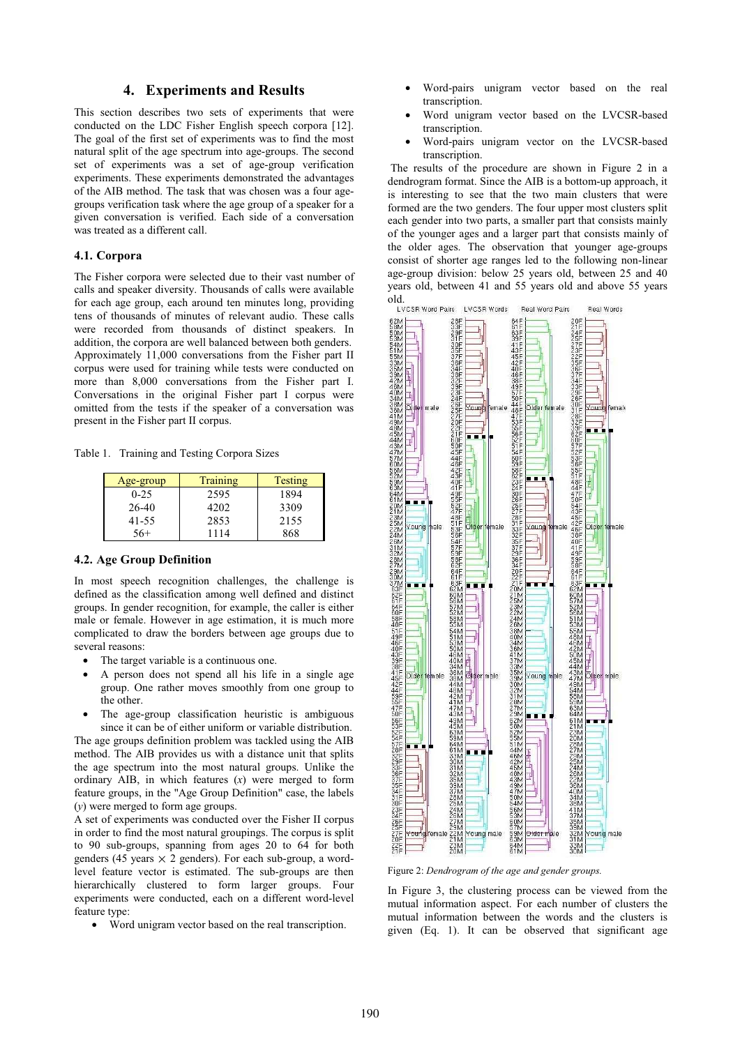## 4. Experiments and Results

This section describes two sets of experiments that were conducted on the LDC Fisher English speech corpora [12]. The goal of the first set of experiments was to find the most natural split of the age spectrum into age-groups. The second set of experiments was a set of age-group verification experiments. These experiments demonstrated the advantages of the AIB method. The task that was chosen was a four age-groups verification task where the age group of a speaker for a given conversation is verified. Each side of a conversation was treated as a different call.

### 4.1. Corpora

The Fisher corpora were selected due to their vast number of calls and speaker diversity. Thousands of calls were available for each age group, each around ten minutes long, providing tens of thousands of minutes of relevant audio. These calls were recorded from thousands of distinct speakers. In addition, the corpora are well balanced between both genders. Approximately 11,000 conversations from the Fisher part II corpus were used for training while tests were conducted on more than 8,000 conversations from the Fisher part I. Conversations in the original Fisher part I corpus were omitted from the tests if the speaker of a conversation was present in the Fisher part II corpus.

Table 1. Training and Testing Corpora Sizes

| Age-group | Training | Testing |
|---|---|---|
| 0-25 | 2595 | 1894 |
| 26-40 | 4202 | 3309 |
| 41-55 | 2853 | 2155 |
| 56+ | 1114 | 868 |

### 4.2. Age Group Definition

In most speech recognition challenges, the challenge is defined as the classification among well defined and distinct groups. In gender recognition, for example, the caller is either male or female. However in age estimation, it is much more complicated to draw the borders between age groups due to several reasons:

- The target variable is a continuous one.
- A person does not spend all his life in a single age group. One rather moves smoothly from one group to the other.
- The age-group classification heuristic is ambiguous since it can be of either uniform or variable distribution.

The age groups definition problem was tackled using the AIB method. The AIB provides us with a distance unit that splits the age spectrum into the most natural groups. Unlike the ordinary AIB, in which features ($x$) were merged to form feature groups, in the "Age Group Definition" case, the labels ($y$) were merged to form age groups.

A set of experiments was conducted over the Fisher II corpus in order to find the most natural groupings. The corpus is split to 90 sub-groups, spanning from ages 20 to 64 for both genders (45 years $\times$ 2 genders). For each sub-group, a word-level feature vector is estimated. The sub-groups are then hierarchically clustered to form larger groups. Four experiments were conducted, each on a different word-level feature type:

- Word unigram vector based on the real transcription.
- Word-pairs unigram vector based on the real transcription.
- Word unigram vector based on the LVCSR-based transcription.
- Word-pairs unigram vector on the LVCSR-based transcription.

The results of the procedure are shown in Figure 2 in a dendrogram format. Since the AIB is a bottom-up approach, it is interesting to see that the two main clusters that were formed are the two genders. The four upper most clusters split each gender into two parts, a smaller part that consists mainly of the younger ages and a larger part that consists mainly of the older ages. The observation that younger age-groups consist of shorter age ranges led to the following non-linear age-group division: below 25 years old, between 25 and 40 years old, between 41 and 55 years old and above 55 years old.

Figure 2: *Dendrogram of the age and gender groups.*

In Figure 3, the clustering process can be viewed from the mutual information aspect. For each number of clusters the mutual information between the words and the clusters is given (Eq. 1). It can be observed that significant age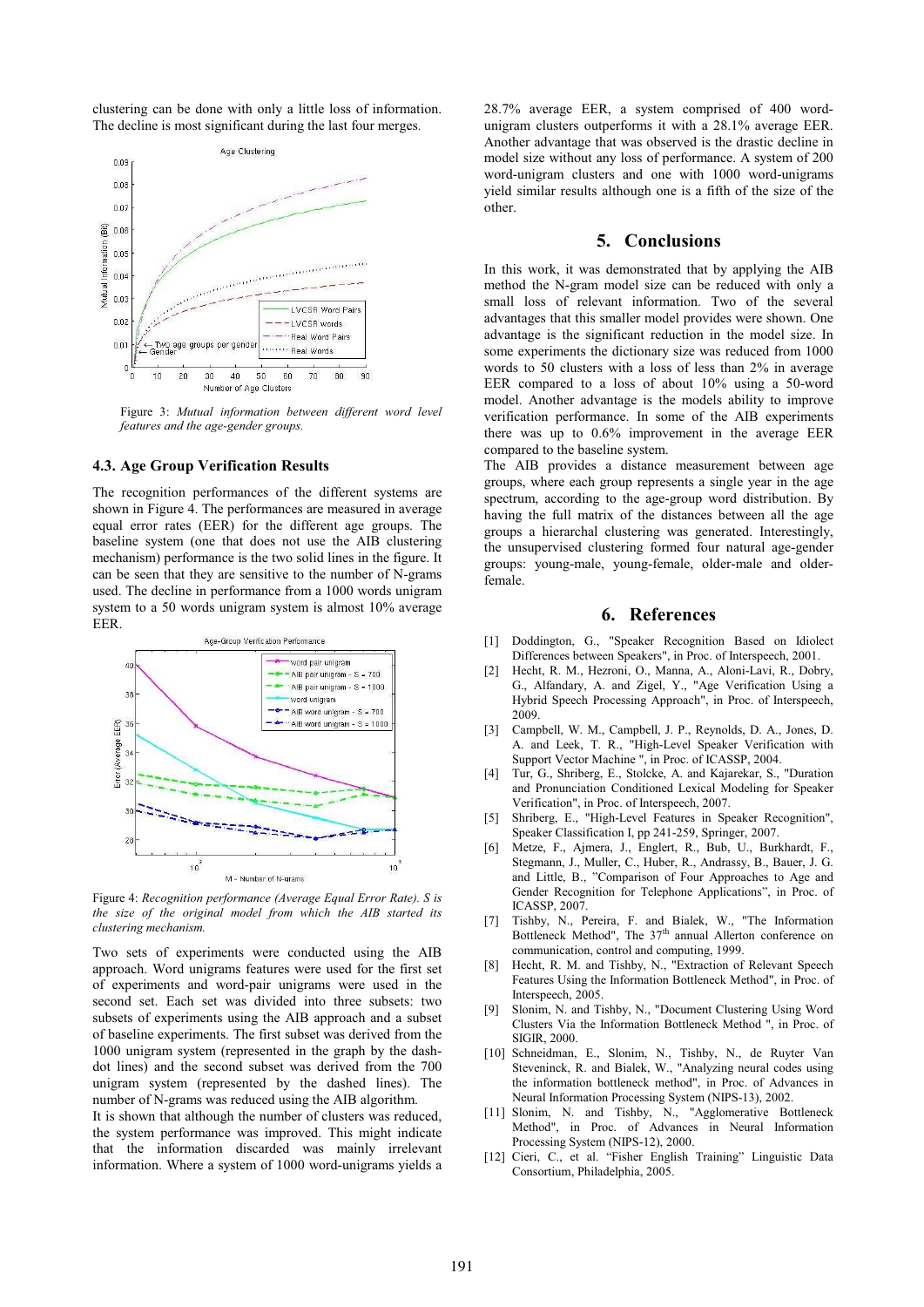clustering can be done with only a little loss of information. The decline is most significant during the last four merges.

Age Clustering

Mutual Information (Bit)

0.09
0.08
0.07
0.06
0.05
0.04
0.03
0.02
0.01
0

0 10 20 30 40 50 60 70 80 90

Number of Age Clusters

LVCSR Word Pairs
LVCSR words
Real Word Pairs
Real Words

← Two age groups per gender
← Gender

Figure 3: *Mutual information between different word level features and the age-gender groups.*

### 4.3. Age Group Verification Results

The recognition performances of the different systems are shown in Figure 4. The performances are measured in average equal error rates (EER) for the different age groups. The baseline system (one that does not use the AIB clustering mechanism) performance is the two solid lines in the figure. It can be seen that they are sensitive to the number of N-grams used. The decline in performance from a 1000 words unigram system to a 50 words unigram system is almost 10% average EER.

Age-Group Verification Performance

Error (Average EER)

40
38
36
34
32
30
28

$10^2$ $10^3$

M - Number of N-grams

word pair unigram
AIB pair unigram - S = 700
AIB pair unigram - S = 1000
word unigram
AIB word unigram - S = 700
AIB word unigram - S = 1000

Figure 4: *Recognition performance (Average Equal Error Rate). S is the size of the original model from which the AIB started its clustering mechanism.*

Two sets of experiments were conducted using the AIB approach. Word unigrams features were used for the first set of experiments and word-pair unigrams were used in the second set. Each set was divided into three subsets: two subsets of experiments using the AIB approach and a subset of baseline experiments. The first subset was derived from the 1000 unigram system (represented in the graph by the dash-dot lines) and the second subset was derived from the 700 unigram system (represented by the dashed lines). The number of N-grams was reduced using the AIB algorithm.

It is shown that although the number of clusters was reduced, the system performance was improved. This might indicate that the information discarded was mainly irrelevant information. Where a system of 1000 word-unigrams yields a 28.7% average EER, a system comprised of 400 word-unigram clusters outperforms it with a 28.1% average EER. Another advantage that was observed is the drastic decline in model size without any loss of performance. A system of 200 word-unigram clusters and one with 1000 word-unigrams yield similar results although one is a fifth of the size of the other.

## 5. Conclusions

In this work, it was demonstrated that by applying the AIB method the N-gram model size can be reduced with only a small loss of relevant information. Two of the several advantages that this smaller model provides were shown. One advantage is the significant reduction in the model size. In some experiments the dictionary size was reduced from 1000 words to 50 clusters with a loss of less than 2% in average EER compared to a loss of about 10% using a 50-word model. Another advantage is the models ability to improve verification performance. In some of the AIB experiments there was up to 0.6% improvement in the average EER compared to the baseline system.

The AIB provides a distance measurement between age groups, where each group represents a single year in the age spectrum, according to the age-group word distribution. By having the full matrix of the distances between all the age groups a hierarchal clustering was generated. Interestingly, the unsupervised clustering formed four natural age-gender groups: young-male, young-female, older-male and older-female.

## 6. References

[1] Doddington, G., "Speaker Recognition Based on Idiolect Differences between Speakers", in Proc. of Interspeech, 2001.

[2] Hecht, R. M., Hezroni, O., Manna, A., Aloni-Lavi, R., Dobry, G., Alfandary, A. and Zigel, Y., "Age Verification Using a Hybrid Speech Processing Approach", in Proc. of Interspeech, 2009.

[3] Campbell, W. M., Campbell, J. P., Reynolds, D. A., Jones, D. A. and Leek, T. R., "High-Level Speaker Verification with Support Vector Machine ", in Proc. of ICASSP, 2004.

[4] Tur, G., Shriberg, E., Stolcke, A. and Kajarekar, S., "Duration and Pronunciation Conditioned Lexical Modeling for Speaker Verification", in Proc. of Interspeech, 2007.

[5] Shriberg, E., "High-Level Features in Speaker Recognition", Speaker Classification I, pp 241-259, Springer, 2007.

[6] Metze, F., Ajmera, J., Englert, R., Bub, U., Burkhardt, F., Stegmann, J., Muller, C., Huber, R., Andrassy, B., Bauer, J. G. and Little, B., "Comparison of Four Approaches to Age and Gender Recognition for Telephone Applications", in Proc. of ICASSP, 2007.

[7] Tishby, N., Pereira, F. and Bialek, W., "The Information Bottleneck Method", The 37th annual Allerton conference on communication, control and computing, 1999.

[8] Hecht, R. M. and Tishby, N., "Extraction of Relevant Speech Features Using the Information Bottleneck Method", in Proc. of Interspeech, 2005.

[9] Slonim, N. and Tishby, N., "Document Clustering Using Word Clusters Via the Information Bottleneck Method ", in Proc. of SIGIR, 2000.

[10] Schneidman, E., Slonim, N., Tishby, N., de Ruyter Van Steveninck, R. and Bialek, W., "Analyzing neural codes using the information bottleneck method", in Proc. of Advances in Neural Information Processing System (NIPS-13), 2002.

[11] Slonim, N. and Tishby, N., "Agglomerative Bottleneck Method", in Proc. of Advances in Neural Information Processing System (NIPS-12), 2000.

[12] Cieri, C., et al. "Fisher English Training" Linguistic Data Consortium, Philadelphia, 2005.